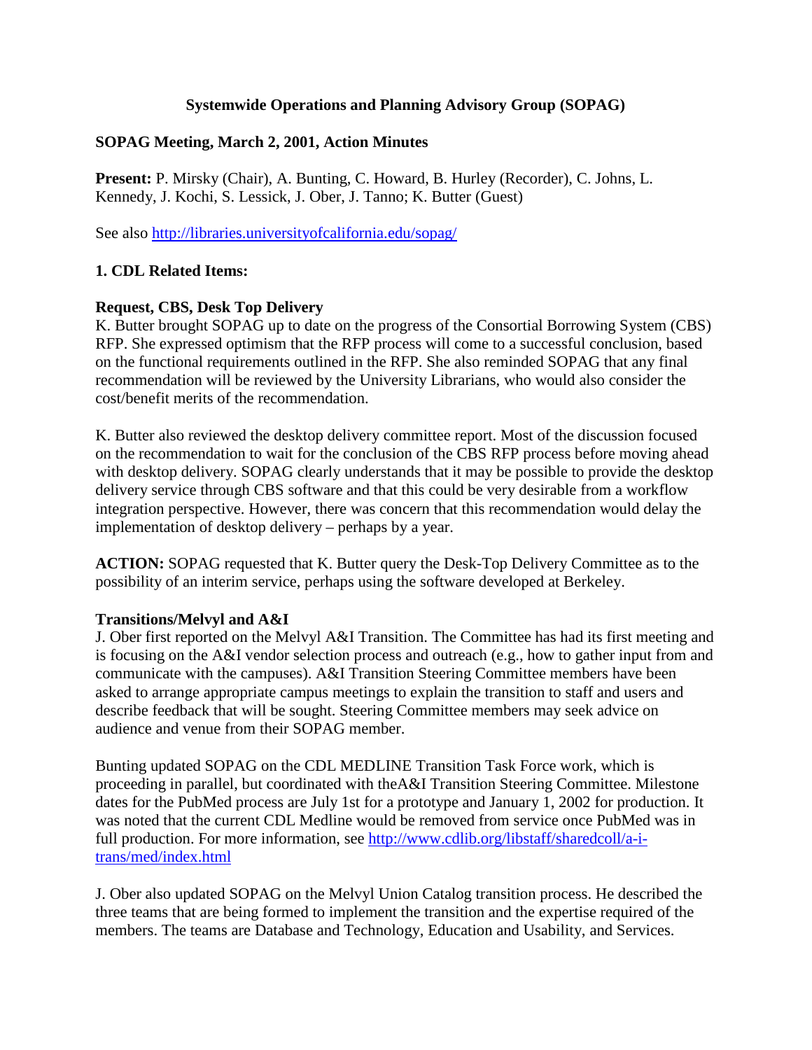# Systemwide Operations and Planning Advisory Group (SOPAG)

## SOPAG Meeting, March 2, 2001, Action Minutes

**Present:** P. Mirsky (Chair), A. Bunting, C. Howard, B. Hurley (Recorder), C. Johns, L. Kennedy, J. Kochi, S. Lessick, J. Ober, J. Tanno; K. Butter (Guest)

See also http://libraries.universityofcalifornia.edu/sopag/

### 1. CDL Related Items:

#### Request, CBS, Desk Top Delivery

K. Butter brought SOPAG up to date on the progress of the Consortial Borrowing System (CBS) RFP. She expressed optimism that the RFP process will come to a successful conclusion, based on the functional requirements outlined in the RFP. She also reminded SOPAG that any final recommendation will be reviewed by the University Librarians, who would also consider the cost/benefit merits of the recommendation.

K. Butter also reviewed the desktop delivery committee report. Most of the discussion focused on the recommendation to wait for the conclusion of the CBS RFP process before moving ahead with desktop delivery. SOPAG clearly understands that it may be possible to provide the desktop delivery service through CBS software and that this could be very desirable from a workflow integration perspective. However, there was concern that this recommendation would delay the implementation of desktop delivery – perhaps by a year.

**ACTION:** SOPAG requested that K. Butter query the Desk-Top Delivery Committee as to the possibility of an interim service, perhaps using the software developed at Berkeley.

#### Transitions/Melvyl and A&I

J. Ober first reported on the Melvyl A&I Transition. The Committee has had its first meeting and is focusing on the A&I vendor selection process and outreach (e.g., how to gather input from and communicate with the campuses). A&I Transition Steering Committee members have been asked to arrange appropriate campus meetings to explain the transition to staff and users and describe feedback that will be sought. Steering Committee members may seek advice on audience and venue from their SOPAG member.

Bunting updated SOPAG on the CDL MEDLINE Transition Task Force work, which is proceeding in parallel, but coordinated with theA&I Transition Steering Committee. Milestone dates for the PubMed process are July 1st for a prototype and January 1, 2002 for production. It was noted that the current CDL Medline would be removed from service once PubMed was in full production. For more information, see http://www.cdlib.org/libstaff/sharedcoll/a-i-trans/med/index.html

J. Ober also updated SOPAG on the Melvyl Union Catalog transition process. He described the three teams that are being formed to implement the transition and the expertise required of the members. The teams are Database and Technology, Education and Usability, and Services.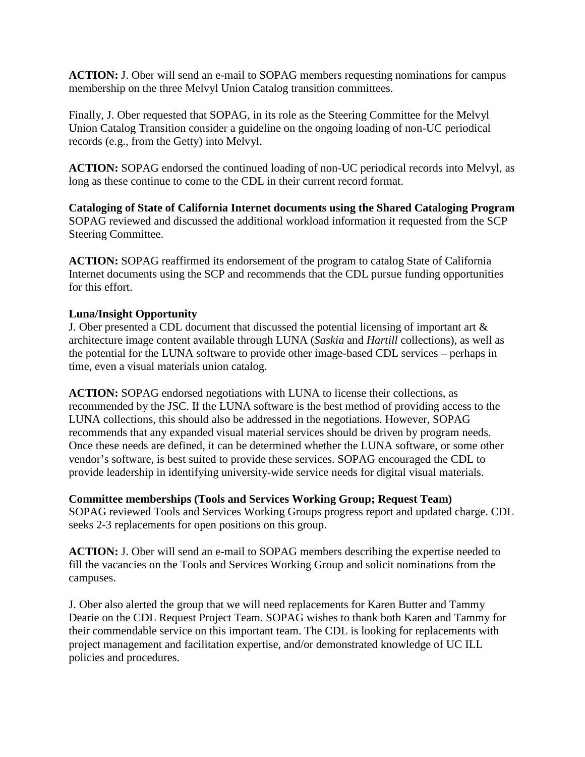**ACTION:** J. Ober will send an e-mail to SOPAG members requesting nominations for campus membership on the three Melvyl Union Catalog transition committees.

Finally, J. Ober requested that SOPAG, in its role as the Steering Committee for the Melvyl Union Catalog Transition consider a guideline on the ongoing loading of non-UC periodical records (e.g., from the Getty) into Melvyl.

**ACTION:** SOPAG endorsed the continued loading of non-UC periodical records into Melvyl, as long as these continue to come to the CDL in their current record format.

**Cataloging of State of California Internet documents using the Shared Cataloging Program**
SOPAG reviewed and discussed the additional workload information it requested from the SCP Steering Committee.

**ACTION:** SOPAG reaffirmed its endorsement of the program to catalog State of California Internet documents using the SCP and recommends that the CDL pursue funding opportunities for this effort.

**Luna/Insight Opportunity**
J. Ober presented a CDL document that discussed the potential licensing of important art & architecture image content available through LUNA (*Saskia* and *Hartill* collections), as well as the potential for the LUNA software to provide other image-based CDL services – perhaps in time, even a visual materials union catalog.

**ACTION:** SOPAG endorsed negotiations with LUNA to license their collections, as recommended by the JSC. If the LUNA software is the best method of providing access to the LUNA collections, this should also be addressed in the negotiations. However, SOPAG recommends that any expanded visual material services should be driven by program needs. Once these needs are defined, it can be determined whether the LUNA software, or some other vendor's software, is best suited to provide these services. SOPAG encouraged the CDL to provide leadership in identifying university-wide service needs for digital visual materials.

**Committee memberships (Tools and Services Working Group; Request Team)**
SOPAG reviewed Tools and Services Working Groups progress report and updated charge. CDL seeks 2-3 replacements for open positions on this group.

**ACTION:** J. Ober will send an e-mail to SOPAG members describing the expertise needed to fill the vacancies on the Tools and Services Working Group and solicit nominations from the campuses.

J. Ober also alerted the group that we will need replacements for Karen Butter and Tammy Dearie on the CDL Request Project Team. SOPAG wishes to thank both Karen and Tammy for their commendable service on this important team. The CDL is looking for replacements with project management and facilitation expertise, and/or demonstrated knowledge of UC ILL policies and procedures.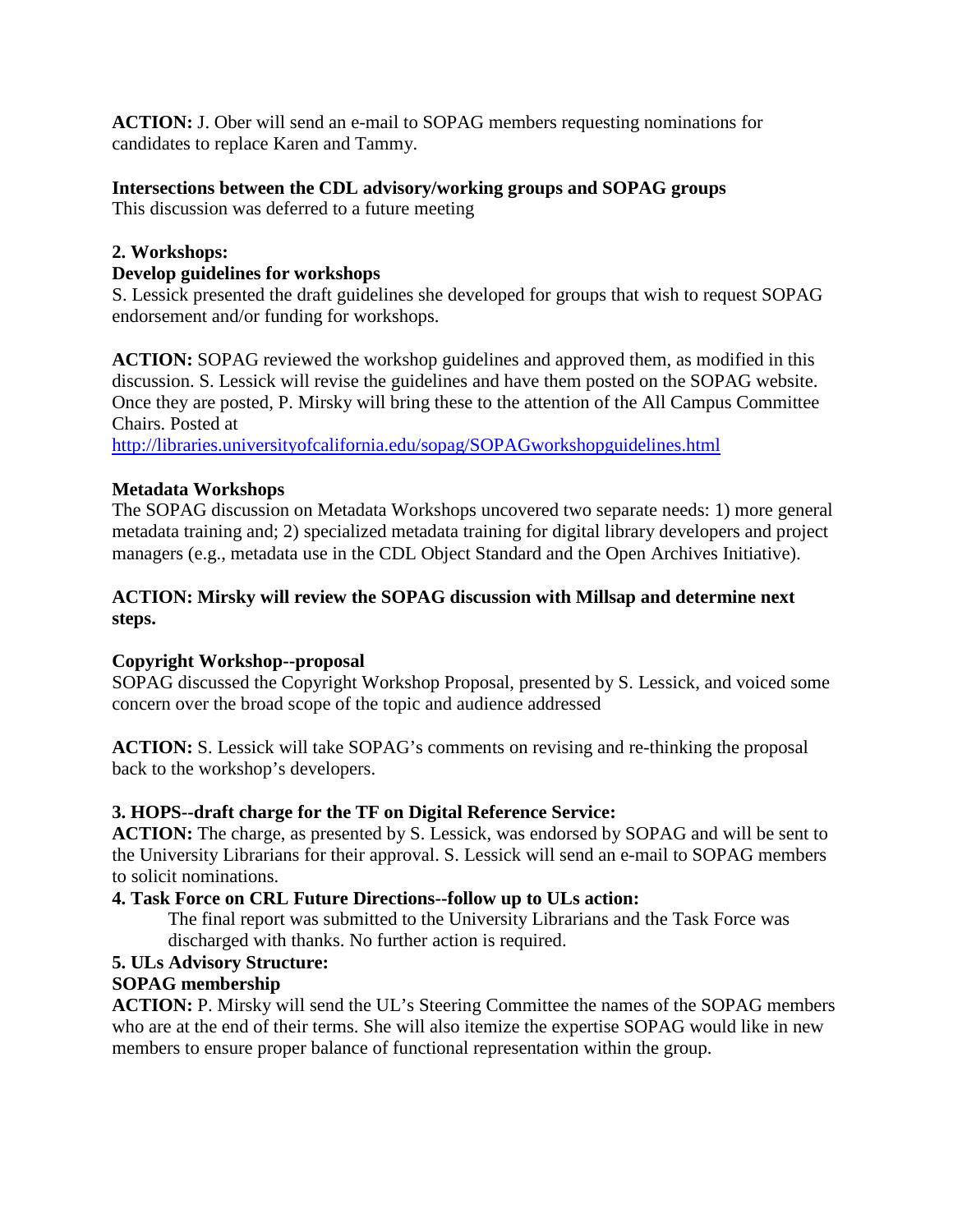**ACTION:** J. Ober will send an e-mail to SOPAG members requesting nominations for candidates to replace Karen and Tammy.

**Intersections between the CDL advisory/working groups and SOPAG groups**
This discussion was deferred to a future meeting

**2. Workshops:**

**Develop guidelines for workshops**
S. Lessick presented the draft guidelines she developed for groups that wish to request SOPAG endorsement and/or funding for workshops.

**ACTION:** SOPAG reviewed the workshop guidelines and approved them, as modified in this discussion. S. Lessick will revise the guidelines and have them posted on the SOPAG website. Once they are posted, P. Mirsky will bring these to the attention of the All Campus Committee Chairs. Posted at
http://libraries.universityofcalifornia.edu/sopag/SOPAGworkshopguidelines.html

**Metadata Workshops**
The SOPAG discussion on Metadata Workshops uncovered two separate needs: 1) more general metadata training and; 2) specialized metadata training for digital library developers and project managers (e.g., metadata use in the CDL Object Standard and the Open Archives Initiative).

**ACTION: Mirsky will review the SOPAG discussion with Millsap and determine next steps.**

**Copyright Workshop--proposal**
SOPAG discussed the Copyright Workshop Proposal, presented by S. Lessick, and voiced some concern over the broad scope of the topic and audience addressed

**ACTION:** S. Lessick will take SOPAG's comments on revising and re-thinking the proposal back to the workshop's developers.

**3. HOPS--draft charge for the TF on Digital Reference Service:**
**ACTION:** The charge, as presented by S. Lessick, was endorsed by SOPAG and will be sent to the University Librarians for their approval. S. Lessick will send an e-mail to SOPAG members to solicit nominations.

**4. Task Force on CRL Future Directions--follow up to ULs action:**
The final report was submitted to the University Librarians and the Task Force was discharged with thanks. No further action is required.

**5. ULs Advisory Structure:**

**SOPAG membership**
**ACTION:** P. Mirsky will send the UL's Steering Committee the names of the SOPAG members who are at the end of their terms. She will also itemize the expertise SOPAG would like in new members to ensure proper balance of functional representation within the group.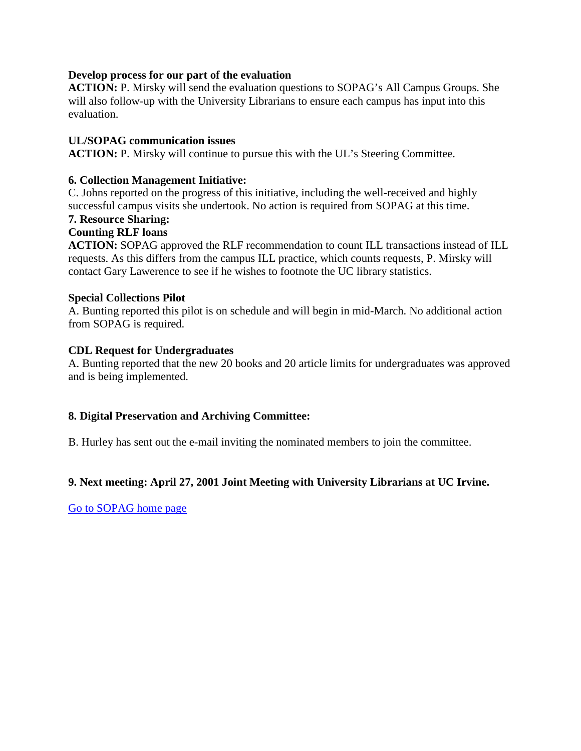**Develop process for our part of the evaluation**
**ACTION:** P. Mirsky will send the evaluation questions to SOPAG's All Campus Groups. She will also follow-up with the University Librarians to ensure each campus has input into this evaluation.

**UL/SOPAG communication issues**
**ACTION:** P. Mirsky will continue to pursue this with the UL's Steering Committee.

**6. Collection Management Initiative:**
C. Johns reported on the progress of this initiative, including the well-received and highly successful campus visits she undertook. No action is required from SOPAG at this time.

**7. Resource Sharing:**

**Counting RLF loans**
**ACTION:** SOPAG approved the RLF recommendation to count ILL transactions instead of ILL requests. As this differs from the campus ILL practice, which counts requests, P. Mirsky will contact Gary Lawerence to see if he wishes to footnote the UC library statistics.

**Special Collections Pilot**
A. Bunting reported this pilot is on schedule and will begin in mid-March. No additional action from SOPAG is required.

**CDL Request for Undergraduates**
A. Bunting reported that the new 20 books and 20 article limits for undergraduates was approved and is being implemented.

**8. Digital Preservation and Archiving Committee:**

B. Hurley has sent out the e-mail inviting the nominated members to join the committee.

**9. Next meeting: April 27, 2001 Joint Meeting with University Librarians at UC Irvine.**

[Go to SOPAG home page]